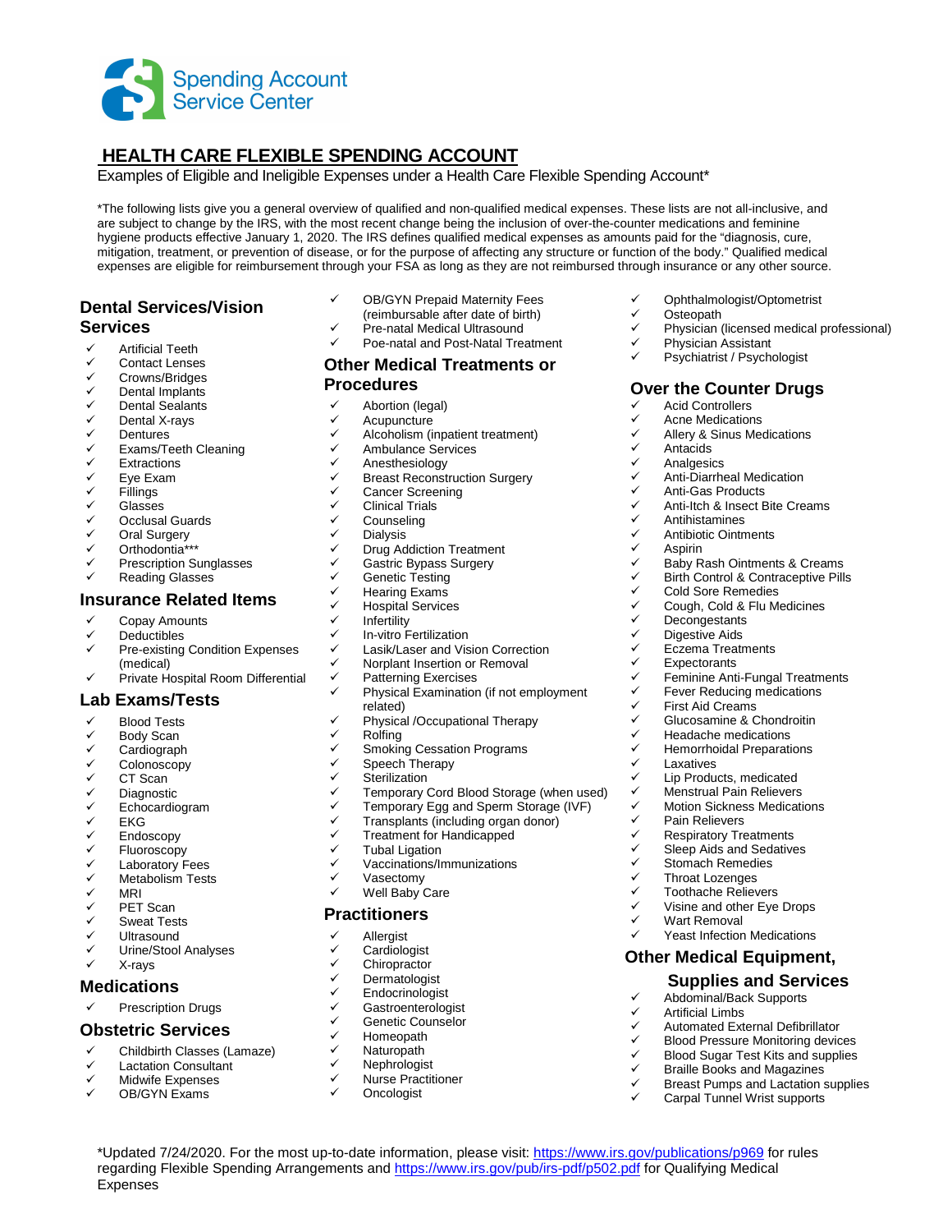Spending Account Service Center

# HEALTH CARE FLEXIBLE SPENDING ACCOUNT

Examples of Eligible and Ineligible Expenses under a Health Care Flexible Spending Account*

*The following lists give you a general overview of qualified and non-qualified medical expenses. These lists are not all-inclusive, and are subject to change by the IRS, with the most recent change being the inclusion of over-the-counter medications and feminine hygiene products effective January 1, 2020. The IRS defines qualified medical expenses as amounts paid for the "diagnosis, cure, mitigation, treatment, or prevention of disease, or for the purpose of affecting any structure or function of the body." Qualified medical expenses are eligible for reimbursement through your FSA as long as they are not reimbursed through insurance or any other source.

## Dental Services/Vision Services

- ✓ Artificial Teeth
- ✓ Contact Lenses
- ✓ Crowns/Bridges
- ✓ Dental Implants
- ✓ Dental Sealants
- ✓ Dental X-rays
- ✓ Dentures
- ✓ Exams/Teeth Cleaning
- ✓ Extractions
- ✓ Eye Exam
- ✓ Fillings
- ✓ Glasses
- ✓ Occlusal Guards
- ✓ Oral Surgery
- ✓ Orthodontia***
- ✓ Prescription Sunglasses
- ✓ Reading Glasses

## Insurance Related Items

- ✓ Copay Amounts
- ✓ Deductibles
- ✓ Pre-existing Condition Expenses (medical)
- ✓ Private Hospital Room Differential

## Lab Exams/Tests

- ✓ Blood Tests
- ✓ Body Scan
- ✓ Cardiograph
- ✓ Colonoscopy
- ✓ CT Scan
- ✓ Diagnostic
- ✓ Echocardiogram
- ✓ EKG
- ✓ Endoscopy
- ✓ Fluoroscopy
- ✓ Laboratory Fees
- ✓ Metabolism Tests
- ✓ MRI
- ✓ PET Scan
- ✓ Sweat Tests
- ✓ Ultrasound
- ✓ Urine/Stool Analyses
- ✓ X-rays

## Medications

- ✓ Prescription Drugs

## Obstetric Services

- ✓ Childbirth Classes (Lamaze)
- ✓ Lactation Consultant
- ✓ Midwife Expenses
- ✓ OB/GYN Exams
- ✓ OB/GYN Prepaid Maternity Fees (reimbursable after date of birth)
- ✓ Pre-natal Medical Ultrasound
- ✓ Poe-natal and Post-Natal Treatment

## Other Medical Treatments or Procedures

- ✓ Abortion (legal)
- ✓ Acupuncture
- ✓ Alcoholism (inpatient treatment)
- ✓ Ambulance Services
- ✓ Anesthesiology
- ✓ Breast Reconstruction Surgery
- ✓ Cancer Screening
- ✓ Clinical Trials
- ✓ Counseling
- ✓ Dialysis
- ✓ Drug Addiction Treatment
- ✓ Gastric Bypass Surgery
- ✓ Genetic Testing
- ✓ Hearing Exams
- ✓ Hospital Services
- ✓ Infertility
- ✓ In-vitro Fertilization
- ✓ Lasik/Laser and Vision Correction
- ✓ Norplant Insertion or Removal
- ✓ Patterning Exercises
- ✓ Physical Examination (if not employment related)
- ✓ Physical /Occupational Therapy
- ✓ Rolfing
- ✓ Smoking Cessation Programs
- ✓ Speech Therapy
- ✓ Sterilization
- ✓ Temporary Cord Blood Storage (when used)
- ✓ Temporary Egg and Sperm Storage (IVF)
- ✓ Transplants (including organ donor)
- ✓ Treatment for Handicapped
- ✓ Tubal Ligation
- ✓ Vaccinations/Immunizations
- ✓ Vasectomy
- ✓ Well Baby Care

## Practitioners

- ✓ Allergist
- ✓ Cardiologist
- ✓ Chiropractor
- ✓ Dermatologist
- ✓ Endocrinologist
- ✓ Gastroenterologist
- ✓ Genetic Counselor
- ✓ Homeopath
- ✓ Naturopath
- ✓ Nephrologist
- ✓ Nurse Practitioner
- ✓ Oncologist
- ✓ Ophthalmologist/Optometrist
- ✓ Osteopath
- ✓ Physician (licensed medical professional)
- ✓ Physician Assistant
- ✓ Psychiatrist / Psychologist

## Over the Counter Drugs

- ✓ Acid Controllers
- ✓ Acne Medications
- ✓ Allery & Sinus Medications
- ✓ Antacids
- ✓ Analgesics
- ✓ Anti-Diarrheal Medication
- ✓ Anti-Gas Products
- ✓ Anti-Itch & Insect Bite Creams
- ✓ Antihistamines
- ✓ Antibiotic Ointments
- ✓ Aspirin
- ✓ Baby Rash Ointments & Creams
- ✓ Birth Control & Contraceptive Pills
- ✓ Cold Sore Remedies
- ✓ Cough, Cold & Flu Medicines
- ✓ Decongestants
- ✓ Digestive Aids
- ✓ Eczema Treatments
- ✓ Expectorants
- ✓ Feminine Anti-Fungal Treatments
- ✓ Fever Reducing medications
- ✓ First Aid Creams
- ✓ Glucosamine & Chondroitin
- ✓ Headache medications
- ✓ Hemorrhoidal Preparations
- ✓ Laxatives
- ✓ Lip Products, medicated
- ✓ Menstrual Pain Relievers
- ✓ Motion Sickness Medications
- ✓ Pain Relievers
- ✓ Respiratory Treatments
- ✓ Sleep Aids and Sedatives
- ✓ Stomach Remedies
- ✓ Throat Lozenges
- ✓ Toothache Relievers
- ✓ Visine and other Eye Drops
- ✓ Wart Removal
- ✓ Yeast Infection Medications

## Other Medical Equipment, Supplies and Services

- ✓ Abdominal/Back Supports
- ✓ Artificial Limbs
- ✓ Automated External Defibrillator
- ✓ Blood Pressure Monitoring devices
- ✓ Blood Sugar Test Kits and supplies
- ✓ Braille Books and Magazines
- ✓ Breast Pumps and Lactation supplies
- ✓ Carpal Tunnel Wrist supports

*Updated 7/24/2020. For the most up-to-date information, please visit: https://www.irs.gov/publications/p969 for rules regarding Flexible Spending Arrangements and https://www.irs.gov/pub/irs-pdf/p502.pdf for Qualifying Medical Expenses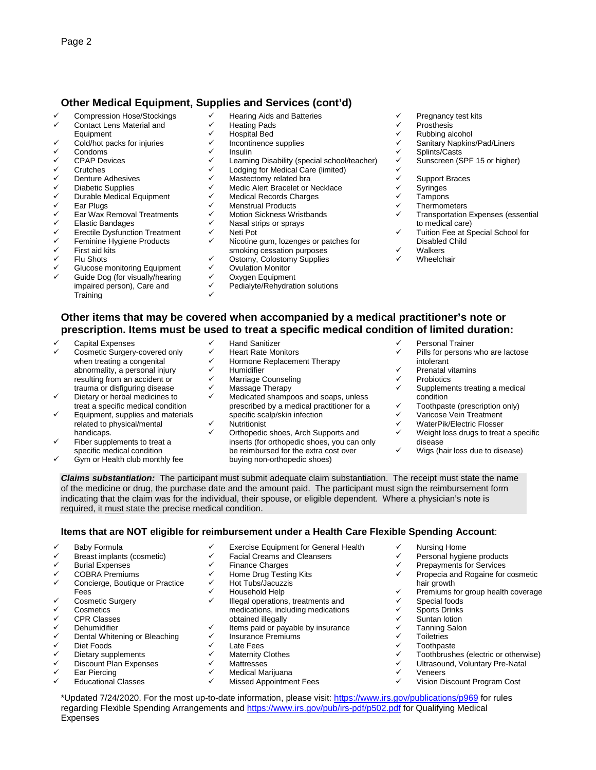## Other Medical Equipment, Supplies and Services (cont'd)

- Compression Hose/Stockings
- Contact Lens Material and Equipment
- Cold/hot packs for injuries
- Condoms
- CPAP Devices
- Crutches
- Denture Adhesives
- Diabetic Supplies
- Durable Medical Equipment
- Ear Plugs
- Ear Wax Removal Treatments
- Elastic Bandages
- Erectile Dysfunction Treatment
- Feminine Hygiene Products
- First aid kits
- Flu Shots
- Glucose monitoring Equipment
- Guide Dog (for visually/hearing impaired person), Care and Training
- Hearing Aids and Batteries
- Heating Pads
- Hospital Bed
- Incontinence supplies
- Insulin
- Learning Disability (special school/teacher)
- Lodging for Medical Care (limited)
- Mastectomy related bra
- Medic Alert Bracelet or Necklace
- Medical Records Charges
- Menstrual Products
- Motion Sickness Wristbands
- Nasal strips or sprays
- Neti Pot
- Nicotine gum, lozenges or patches for smoking cessation purposes
- Ostomy, Colostomy Supplies
- Ovulation Monitor
- Oxygen Equipment
- Pedialyte/Rehydration solutions
- Pregnancy test kits
- Prosthesis
- Rubbing alcohol
- Sanitary Napkins/Pad/Liners
- Splints/Casts
- Sunscreen (SPF 15 or higher)
- Support Braces
- Syringes
- Tampons
- Thermometers
- Transportation Expenses (essential to medical care)
- Tuition Fee at Special School for Disabled Child
- Walkers
- Wheelchair

## Other items that may be covered when accompanied by a medical practitioner's note or prescription. Items must be used to treat a specific medical condition of limited duration:

- Capital Expenses
- Cosmetic Surgery-covered only when treating a congenital abnormality, a personal injury resulting from an accident or trauma or disfiguring disease
- Dietary or herbal medicines to treat a specific medical condition
- Equipment, supplies and materials related to physical/mental handicaps.
- Fiber supplements to treat a specific medical condition
- Gym or Health club monthly fee
- Hand Sanitizer
- Heart Rate Monitors
- Hormone Replacement Therapy
- Humidifier
- Marriage Counseling
- Massage Therapy
- Medicated shampoos and soaps, unless prescribed by a medical practitioner for a specific scalp/skin infection
- Nutritionist
- Orthopedic shoes, Arch Supports and inserts (for orthopedic shoes, you can only be reimbursed for the extra cost over buying non-orthopedic shoes)
- Personal Trainer
- Pills for persons who are lactose intolerant
- Prenatal vitamins
- Probiotics
- Supplements treating a medical condition
- Toothpaste (prescription only)
- Varicose Vein Treatment
- WaterPik/Electric Flosser
- Weight loss drugs to treat a specific disease
- Wigs (hair loss due to disease)

***Claims substantiation:*** The participant must submit adequate claim substantiation. The receipt must state the name of the medicine or drug, the purchase date and the amount paid. The participant must sign the reimbursement form indicating that the claim was for the individual, their spouse, or eligible dependent. Where a physician's note is required, it must state the precise medical condition.

## Items that are NOT eligible for reimbursement under a Health Care Flexible Spending Account:

- Baby Formula
- Breast implants (cosmetic)
- Burial Expenses
- COBRA Premiums
- Concierge, Boutique or Practice Fees
- Cosmetic Surgery
- Cosmetics
- CPR Classes
- Dehumidifier
- Dental Whitening or Bleaching
- Diet Foods
- Dietary supplements
- Discount Plan Expenses
- Ear Piercing
- Educational Classes
- Exercise Equipment for General Health
- Facial Creams and Cleansers
- Finance Charges
- Home Drug Testing Kits
- Hot Tubs/Jacuzzis
- Household Help
- Illegal operations, treatments and medications, including medications obtained illegally
- Items paid or payable by insurance
- Insurance Premiums
- Late Fees
- Maternity Clothes
- Mattresses
- Medical Marijuana
- Missed Appointment Fees
- Nursing Home
- Personal hygiene products
- Prepayments for Services
- Propecia and Rogaine for cosmetic hair growth
- Premiums for group health coverage
- Special foods
- Sports Drinks
- Suntan lotion
- Tanning Salon
- Toiletries
- Toothpaste
- Toothbrushes (electric or otherwise)
- Ultrasound, Voluntary Pre-Natal
- Veneers
- Vision Discount Program Cost

*Updated 7/24/2020. For the most up-to-date information, please visit: https://www.irs.gov/publications/p969 for rules regarding Flexible Spending Arrangements and https://www.irs.gov/pub/irs-pdf/p502.pdf for Qualifying Medical Expenses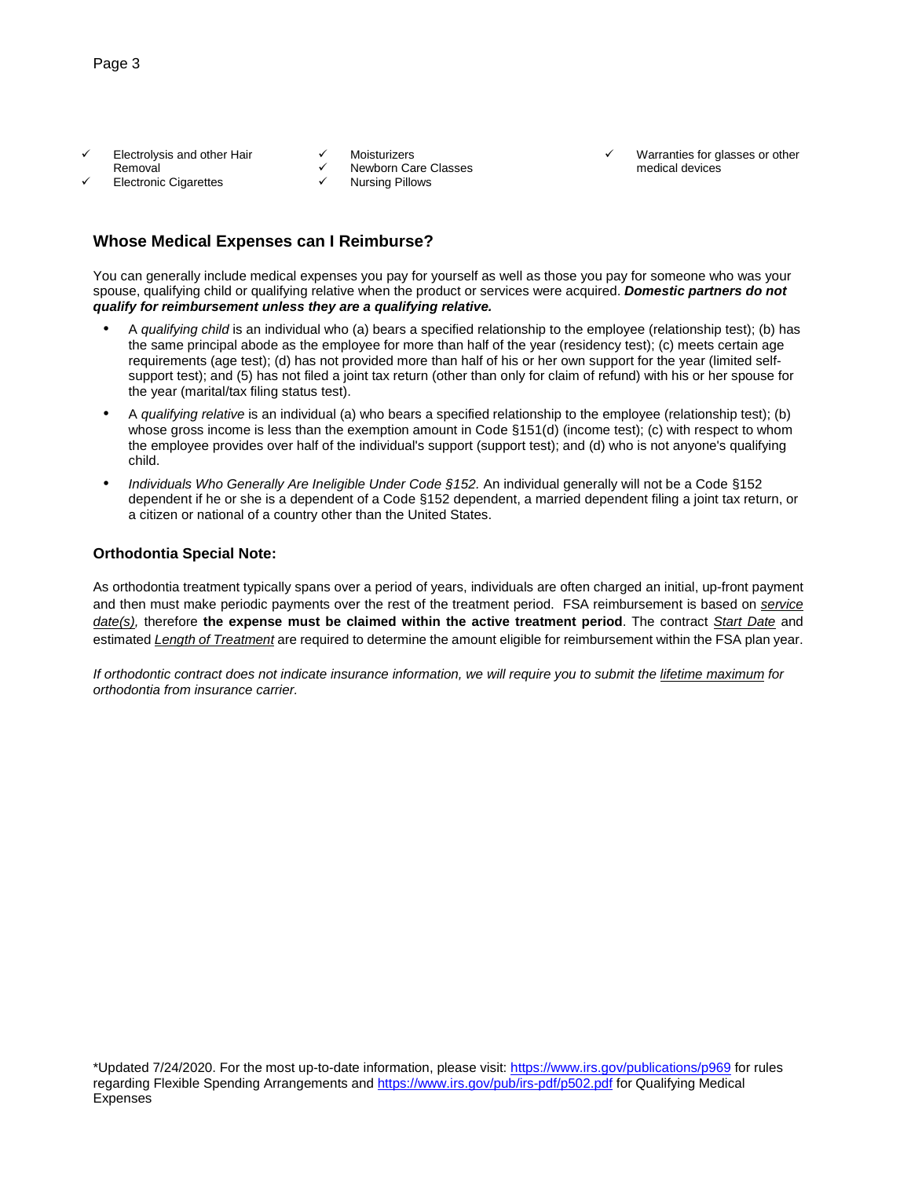- ✓ Electrolysis and other Hair Removal
- ✓ Electronic Cigarettes
- ✓ Moisturizers
- ✓ Newborn Care Classes
- ✓ Nursing Pillows
- ✓ Warranties for glasses or other medical devices

## Whose Medical Expenses can I Reimburse?

You can generally include medical expenses you pay for yourself as well as those you pay for someone who was your spouse, qualifying child or qualifying relative when the product or services were acquired. ***Domestic partners do not qualify for reimbursement unless they are a qualifying relative.***

- A *qualifying child* is an individual who (a) bears a specified relationship to the employee (relationship test); (b) has the same principal abode as the employee for more than half of the year (residency test); (c) meets certain age requirements (age test); (d) has not provided more than half of his or her own support for the year (limited self-support test); and (5) has not filed a joint tax return (other than only for claim of refund) with his or her spouse for the year (marital/tax filing status test).
- A *qualifying relative* is an individual (a) who bears a specified relationship to the employee (relationship test); (b) whose gross income is less than the exemption amount in Code §151(d) (income test); (c) with respect to whom the employee provides over half of the individual's support (support test); and (d) who is not anyone's qualifying child.
- *Individuals Who Generally Are Ineligible Under Code §152.* An individual generally will not be a Code §152 dependent if he or she is a dependent of a Code §152 dependent, a married dependent filing a joint tax return, or a citizen or national of a country other than the United States.

### Orthodontia Special Note:

As orthodontia treatment typically spans over a period of years, individuals are often charged an initial, up-front payment and then must make periodic payments over the rest of the treatment period. FSA reimbursement is based on *service date(s),* therefore **the expense must be claimed within the active treatment period**. The contract *Start Date* and estimated *Length of Treatment* are required to determine the amount eligible for reimbursement within the FSA plan year.

*If orthodontic contract does not indicate insurance information, we will require you to submit the lifetime maximum for orthodontia from insurance carrier.*

*Updated 7/24/2020. For the most up-to-date information, please visit: https://www.irs.gov/publications/p969 for rules regarding Flexible Spending Arrangements and https://www.irs.gov/pub/irs-pdf/p502.pdf for Qualifying Medical Expenses